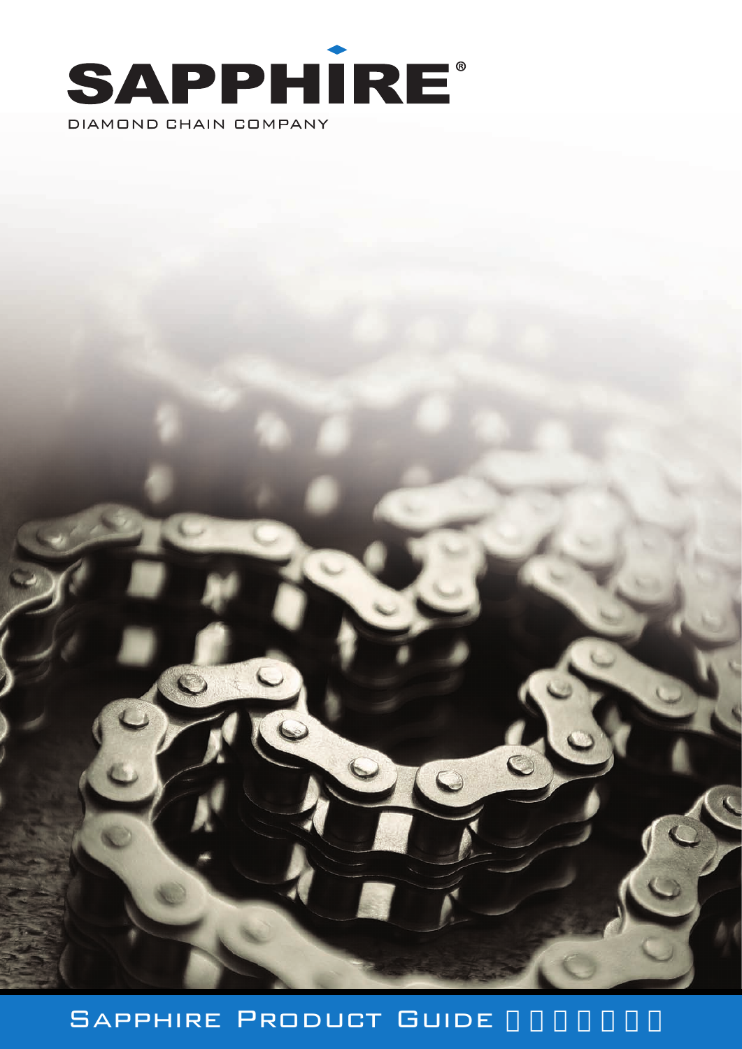# SAPPHIRE®

DIAMOND CHAIN COMPANY

SAPPHIRE PRODUCT GUIDE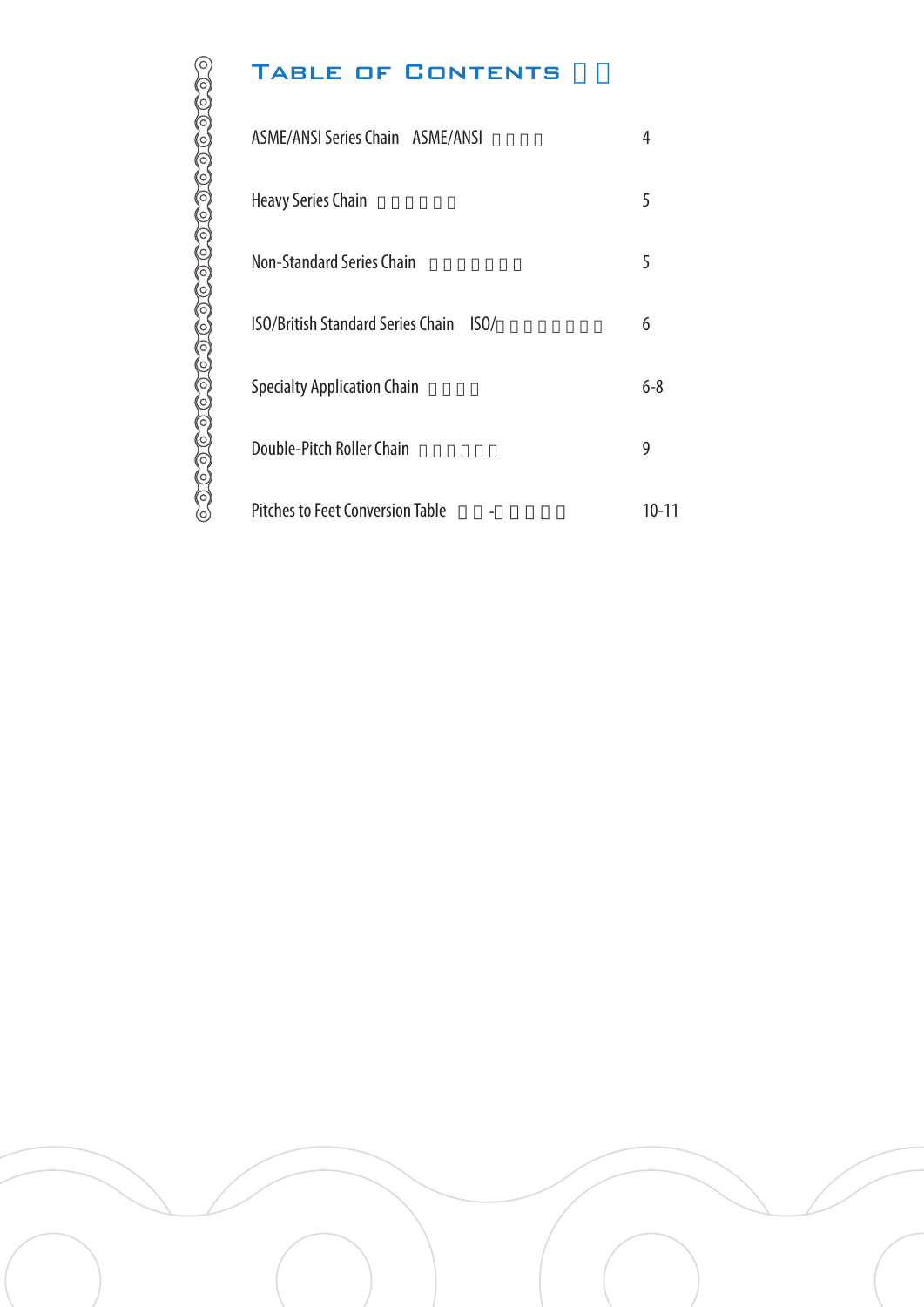# Table of Contents

| Section | Page |
|---|---|
| ASME/ANSI Series Chain ASME/ANSI | 4 |
| Heavy Series Chain | 5 |
| Non-Standard Series Chain | 5 |
| ISO/British Standard Series Chain ISO/ | 6 |
| Specialty Application Chain | 6-8 |
| Double-Pitch Roller Chain | 9 |
| Pitches to Feet Conversion Table | 10-11 |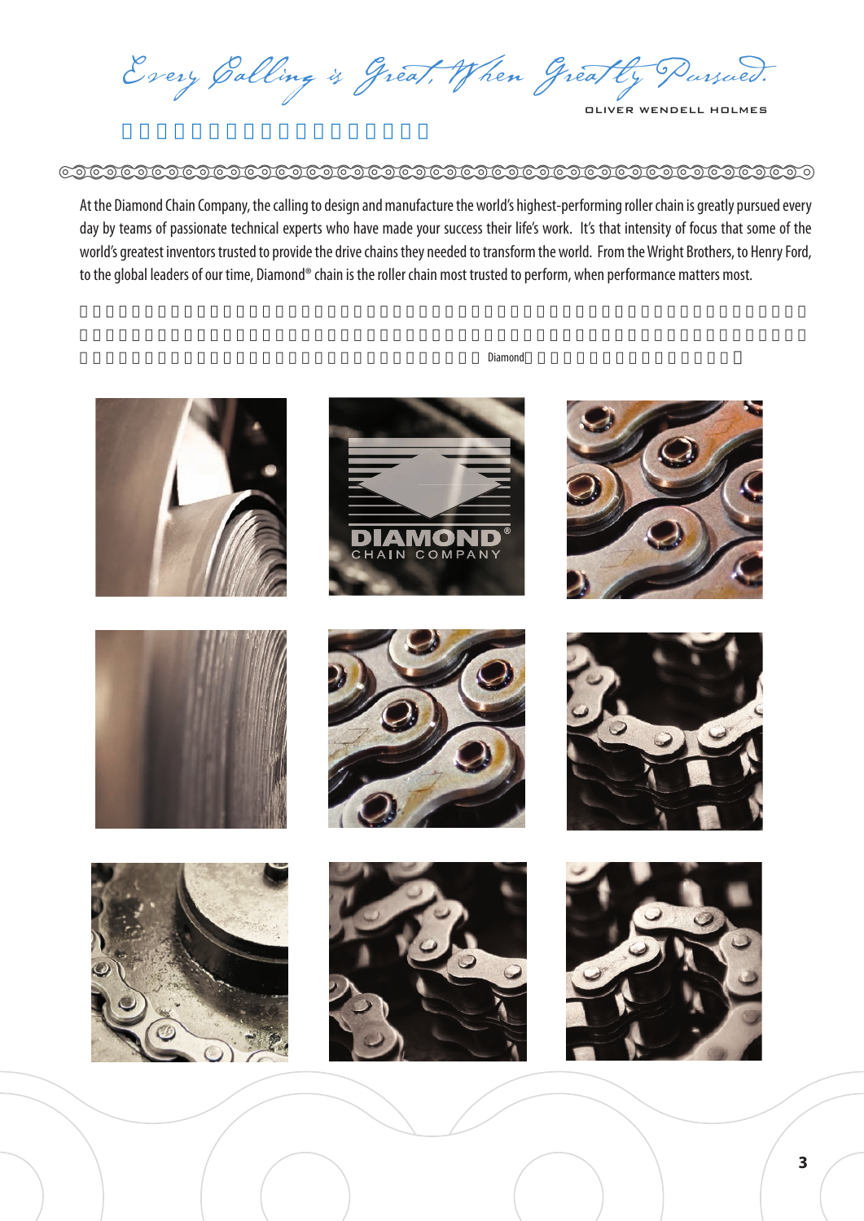*Every Calling is Great, When Greatly Pursued.*

OLIVER WENDELL HOLMES

At the Diamond Chain Company, the calling to design and manufacture the world's highest-performing roller chain is greatly pursued every day by teams of passionate technical experts who have made your success their life's work. It's that intensity of focus that some of the world's greatest inventors trusted to provide the drive chains they needed to transform the world. From the Wright Brothers, to Henry Ford, to the global leaders of our time, Diamond® chain is the roller chain most trusted to perform, when performance matters most.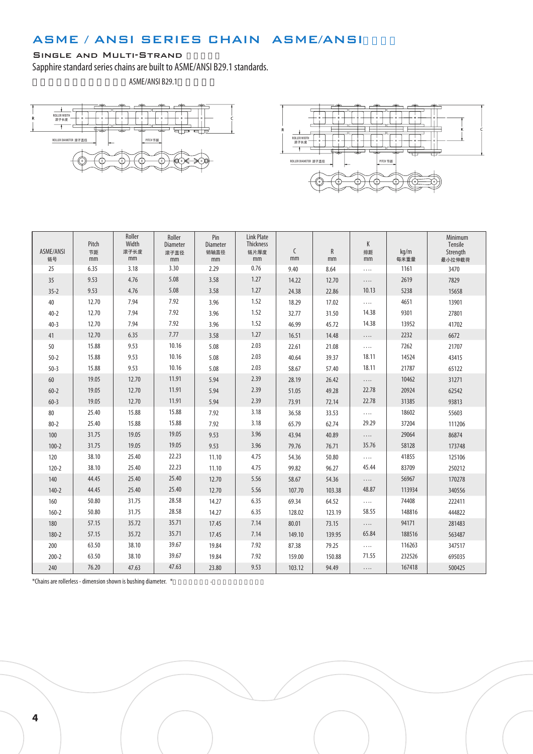# ASME / ANSI SERIES CHAIN ASME/ANSI

## Single and Multi-Strand

Sapphire standard series chains are built to ASME/ANSI B29.1 standards.

ASME/ANSI B29.1

| ASME/ANSI 链号 | Pitch 节距 mm | Roller Width 滚子长度 mm | Roller Diameter 滚子直径 mm | Pin Diameter 销轴直径 mm | Link Plate Thickness 链片厚度 mm | C mm | R mm | K 排距 mm | kg/m 每米重量 | Minimum Tensile Strength 最小拉伸载荷 |
|---|---|---|---|---|---|---|---|---|---|---|
| 25 | 6.35 | 3.18 | 3.30 | 2.29 | 0.76 | 9.40 | 8.64 | .... | 1161 | 3470 |
| 35 | 9.53 | 4.76 | 5.08 | 3.58 | 1.27 | 14.22 | 12.70 | .... | 2619 | 7829 |
| 35-2 | 9.53 | 4.76 | 5.08 | 3.58 | 1.27 | 24.38 | 22.86 | 10.13 | 5238 | 15658 |
| 40 | 12.70 | 7.94 | 7.92 | 3.96 | 1.52 | 18.29 | 17.02 | .... | 4651 | 13901 |
| 40-2 | 12.70 | 7.94 | 7.92 | 3.96 | 1.52 | 32.77 | 31.50 | 14.38 | 9301 | 27801 |
| 40-3 | 12.70 | 7.94 | 7.92 | 3.96 | 1.52 | 46.99 | 45.72 | 14.38 | 13952 | 41702 |
| 41 | 12.70 | 6.35 | 7.77 | 3.58 | 1.27 | 16.51 | 14.48 | .... | 2232 | 6672 |
| 50 | 15.88 | 9.53 | 10.16 | 5.08 | 2.03 | 22.61 | 21.08 | .... | 7262 | 21707 |
| 50-2 | 15.88 | 9.53 | 10.16 | 5.08 | 2.03 | 40.64 | 39.37 | 18.11 | 14524 | 43415 |
| 50-3 | 15.88 | 9.53 | 10.16 | 5.08 | 2.03 | 58.67 | 57.40 | 18.11 | 21787 | 65122 |
| 60 | 19.05 | 12.70 | 11.91 | 5.94 | 2.39 | 28.19 | 26.42 | .... | 10462 | 31271 |
| 60-2 | 19.05 | 12.70 | 11.91 | 5.94 | 2.39 | 51.05 | 49.28 | 22.78 | 20924 | 62542 |
| 60-3 | 19.05 | 12.70 | 11.91 | 5.94 | 2.39 | 73.91 | 72.14 | 22.78 | 31385 | 93813 |
| 80 | 25.40 | 15.88 | 15.88 | 7.92 | 3.18 | 36.58 | 33.53 | .... | 18602 | 55603 |
| 80-2 | 25.40 | 15.88 | 15.88 | 7.92 | 3.18 | 65.79 | 62.74 | 29.29 | 37204 | 111206 |
| 100 | 31.75 | 19.05 | 19.05 | 9.53 | 3.96 | 43.94 | 40.89 | .... | 29064 | 86874 |
| 100-2 | 31.75 | 19.05 | 19.05 | 9.53 | 3.96 | 79.76 | 76.71 | 35.76 | 58128 | 173748 |
| 120 | 38.10 | 25.40 | 22.23 | 11.10 | 4.75 | 54.36 | 50.80 | .... | 41855 | 125106 |
| 120-2 | 38.10 | 25.40 | 22.23 | 11.10 | 4.75 | 99.82 | 96.27 | 45.44 | 83709 | 250212 |
| 140 | 44.45 | 25.40 | 25.40 | 12.70 | 5.56 | 58.67 | 54.36 | .... | 56967 | 170278 |
| 140-2 | 44.45 | 25.40 | 25.40 | 12.70 | 5.56 | 107.70 | 103.38 | 48.87 | 113934 | 340556 |
| 160 | 50.80 | 31.75 | 28.58 | 14.27 | 6.35 | 69.34 | 64.52 | .... | 74408 | 222411 |
| 160-2 | 50.80 | 31.75 | 28.58 | 14.27 | 6.35 | 128.02 | 123.19 | 58.55 | 148816 | 444822 |
| 180 | 57.15 | 35.72 | 35.71 | 17.45 | 7.14 | 80.01 | 73.15 | .... | 94171 | 281483 |
| 180-2 | 57.15 | 35.72 | 35.71 | 17.45 | 7.14 | 149.10 | 139.95 | 65.84 | 188516 | 563487 |
| 200 | 63.50 | 38.10 | 39.67 | 19.84 | 7.92 | 87.38 | 79.25 | .... | 116263 | 347517 |
| 200-2 | 63.50 | 38.10 | 39.67 | 19.84 | 7.92 | 159.00 | 150.88 | 71.55 | 232526 | 695035 |
| 240 | 76.20 | 47.63 | 47.63 | 23.80 | 9.53 | 103.12 | 94.49 | .... | 167418 | 500425 |

*Chains are rollerless - dimension shown is bushing diameter.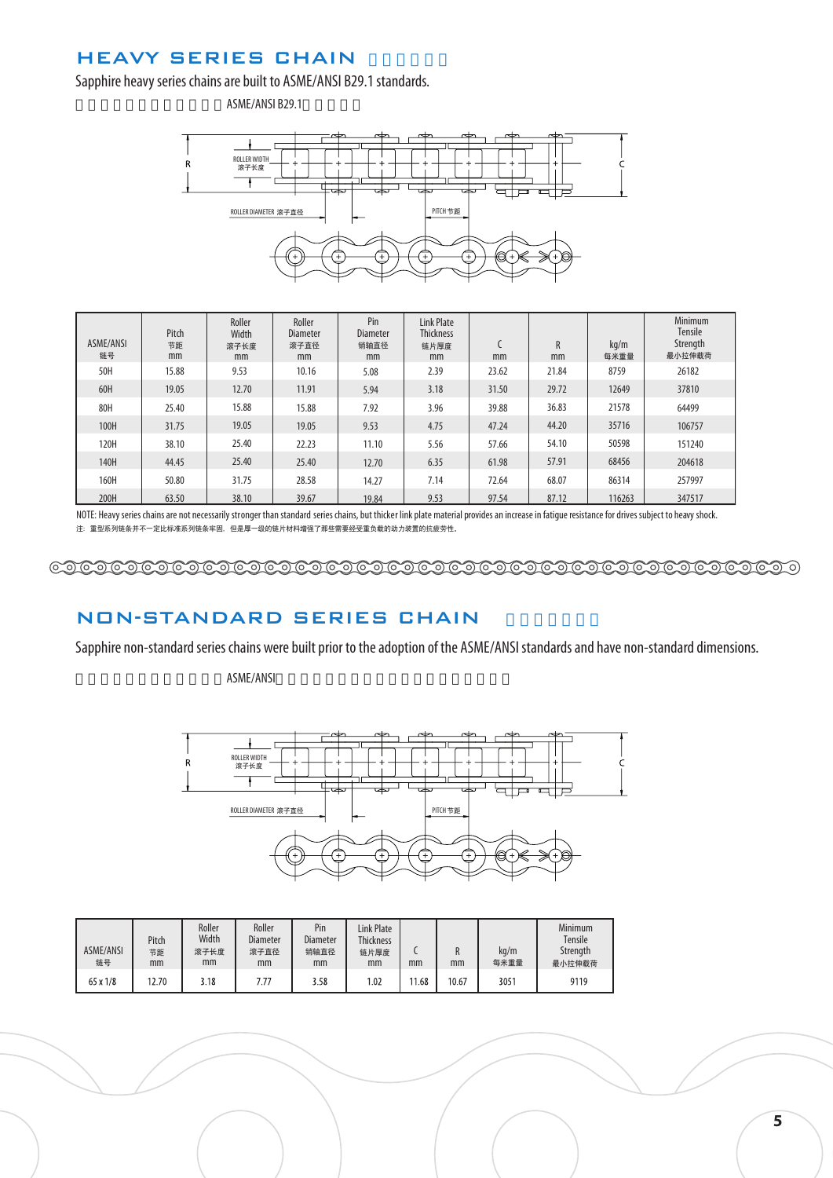## HEAVY SERIES CHAIN 重系列链条

Sapphire heavy series chains are built to ASME/ANSI B29.1 standards.

蓝宝石重系列链条均按照 ASME/ANSI B29.1标准制造。

| ASME/ANSI 链号 | Pitch 节距 mm | Roller Width 滚子长度 mm | Roller Diameter 滚子直径 mm | Pin Diameter 销轴直径 mm | Link Plate Thickness 链片厚度 mm | C mm | R mm | kg/m 每米重量 | Minimum Tensile Strength 最小拉伸载荷 |
|---|---|---|---|---|---|---|---|---|---|
| 50H | 15.88 | 9.53 | 10.16 | 5.08 | 2.39 | 23.62 | 21.84 | 8759 | 26182 |
| 60H | 19.05 | 12.70 | 11.91 | 5.94 | 3.18 | 31.50 | 29.72 | 12649 | 37810 |
| 80H | 25.40 | 15.88 | 15.88 | 7.92 | 3.96 | 39.88 | 36.83 | 21578 | 64499 |
| 100H | 31.75 | 19.05 | 19.05 | 9.53 | 4.75 | 47.24 | 44.20 | 35716 | 106757 |
| 120H | 38.10 | 25.40 | 22.23 | 11.10 | 5.56 | 57.66 | 54.10 | 50598 | 151240 |
| 140H | 44.45 | 25.40 | 25.40 | 12.70 | 6.35 | 61.98 | 57.91 | 68456 | 204618 |
| 160H | 50.80 | 31.75 | 28.58 | 14.27 | 7.14 | 72.64 | 68.07 | 86314 | 257997 |
| 200H | 63.50 | 38.10 | 39.67 | 19.84 | 9.53 | 97.54 | 87.12 | 116263 | 347517 |

NOTE: Heavy series chains are not necessarily stronger than standard series chains, but thicker link plate material provides an increase in fatigue resistance for drives subject to heavy shock.

注：重型系列链条并不一定比标准系列链条牢固，但是厚一级的链片材料增强了那些需要经受重负载的动力装置的抗疲劳性。

## NON-STANDARD SERIES CHAIN 非标准系列链条

Sapphire non-standard series chains were built prior to the adoption of the ASME/ANSI standards and have non-standard dimensions.

蓝宝石非标准系列链条是在ASME/ANSI标准采用之前制造的，具有非标准的尺寸。

| ASME/ANSI 链号 | Pitch 节距 mm | Roller Width 滚子长度 mm | Roller Diameter 滚子直径 mm | Pin Diameter 销轴直径 mm | Link Plate Thickness 链片厚度 mm | C mm | R mm | kg/m 每米重量 | Minimum Tensile Strength 最小拉伸载荷 |
|---|---|---|---|---|---|---|---|---|---|
| 65 x 1/8 | 12.70 | 3.18 | 7.77 | 3.58 | 1.02 | 11.68 | 10.67 | 3051 | 9119 |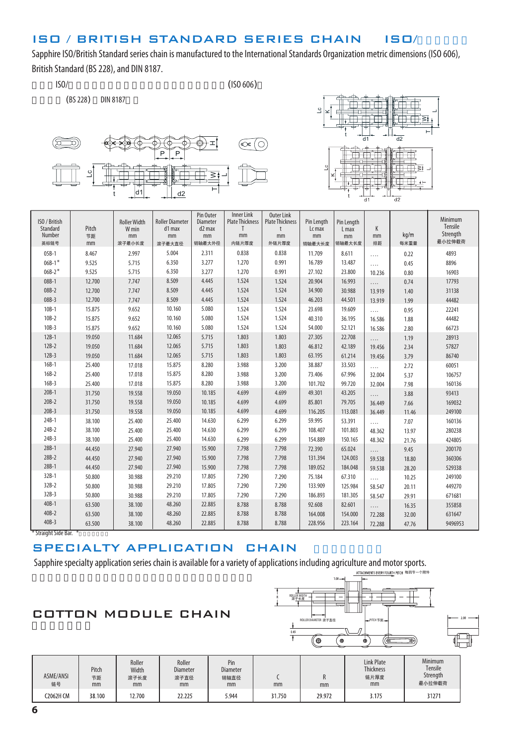## ISO / BRITISH STANDARD SERIES CHAIN ISO/

Sapphire ISO/British Standard series chain is manufactured to the International Standards Organization metric dimensions (ISO 606), British Standard (BS 228), and DIN 8187.

ISO/ (ISO 606)

(BS 228) DIN 8187

| ISO / British Standard Number 英标链号 | Pitch 节距 mm | Roller Width W min mm 滚子最小长度 | Roller Diameter d1 max mm 滚子最大直径 | Pin Outer Diameter d2 max mm 销轴最大外径 | Inner Link Plate Thickness T mm 内链片厚度 | Outer Link Plate Thickness t mm 外链片厚度 | Pin Length Lc max mm 销轴最大长度 | Pin Length L max mm 销轴最大长度 | K mm 排距 | kg/m 每米重量 | Minimum Tensile Strength 最小拉伸载荷 |
|---|---|---|---|---|---|---|---|---|---|---|---|
| 05B-1 | 8.467 | 2.997 | 5.004 | 2.311 | 0.838 | 0.838 | 11.709 | 8.611 | .... | 0.22 | 4893 |
| 06B-1* | 9.525 | 5.715 | 6.350 | 3.277 | 1.270 | 0.991 | 16.789 | 13.487 | .... | 0.45 | 8896 |
| 06B-2* | 9.525 | 5.715 | 6.350 | 3.277 | 1.270 | 0.991 | 27.102 | 23.800 | 10.236 | 0.80 | 16903 |
| 08B-1 | 12.700 | 7.747 | 8.509 | 4.445 | 1.524 | 1.524 | 20.904 | 16.993 | .... | 0.74 | 17793 |
| 08B-2 | 12.700 | 7.747 | 8.509 | 4.445 | 1.524 | 1.524 | 34.900 | 30.988 | 13.919 | 1.40 | 31138 |
| 08B-3 | 12.700 | 7.747 | 8.509 | 4.445 | 1.524 | 1.524 | 46.203 | 44.501 | 13.919 | 1.99 | 44482 |
| 10B-1 | 15.875 | 9.652 | 10.160 | 5.080 | 1.524 | 1.524 | 23.698 | 19.609 | .... | 0.95 | 22241 |
| 10B-2 | 15.875 | 9.652 | 10.160 | 5.080 | 1.524 | 1.524 | 40.310 | 36.195 | 16.586 | 1.88 | 44482 |
| 10B-3 | 15.875 | 9.652 | 10.160 | 5.080 | 1.524 | 1.524 | 54.000 | 52.121 | 16.586 | 2.80 | 66723 |
| 12B-1 | 19.050 | 11.684 | 12.065 | 5.715 | 1.803 | 1.803 | 27.305 | 22.708 | .... | 1.19 | 28913 |
| 12B-2 | 19.050 | 11.684 | 12.065 | 5.715 | 1.803 | 1.803 | 46.812 | 42.189 | 19.456 | 2.34 | 57827 |
| 12B-3 | 19.050 | 11.684 | 12.065 | 5.715 | 1.803 | 1.803 | 63.195 | 61.214 | 19.456 | 3.79 | 86740 |
| 16B-1 | 25.400 | 17.018 | 15.875 | 8.280 | 3.988 | 3.200 | 38.887 | 33.503 | .... | 2.72 | 60051 |
| 16B-2 | 25.400 | 17.018 | 15.875 | 8.280 | 3.988 | 3.200 | 73.406 | 67.996 | 32.004 | 5.37 | 106757 |
| 16B-3 | 25.400 | 17.018 | 15.875 | 8.280 | 3.988 | 3.200 | 101.702 | 99.720 | 32.004 | 7.98 | 160136 |
| 20B-1 | 31.750 | 19.558 | 19.050 | 10.185 | 4.699 | 4.699 | 49.301 | 43.205 | .... | 3.88 | 93413 |
| 20B-2 | 31.750 | 19.558 | 19.050 | 10.185 | 4.699 | 4.699 | 85.801 | 79.705 | 36.449 | 7.66 | 169032 |
| 20B-3 | 31.750 | 19.558 | 19.050 | 10.185 | 4.699 | 4.699 | 116.205 | 113.081 | 36.449 | 11.46 | 249100 |
| 24B-1 | 38.100 | 25.400 | 25.400 | 14.630 | 6.299 | 6.299 | 59.995 | 53.391 | .... | 7.07 | 160136 |
| 24B-2 | 38.100 | 25.400 | 25.400 | 14.630 | 6.299 | 6.299 | 108.407 | 101.803 | 48.362 | 13.97 | 280238 |
| 24B-3 | 38.100 | 25.400 | 25.400 | 14.630 | 6.299 | 6.299 | 154.889 | 150.165 | 48.362 | 21.76 | 424805 |
| 28B-1 | 44.450 | 27.940 | 27.940 | 15.900 | 7.798 | 7.798 | 72.390 | 65.024 | .... | 9.45 | 200170 |
| 28B-2 | 44.450 | 27.940 | 27.940 | 15.900 | 7.798 | 7.798 | 131.394 | 124.003 | 59.538 | 18.80 | 360306 |
| 28B-1 | 44.450 | 27.940 | 27.940 | 15.900 | 7.798 | 7.798 | 189.052 | 184.048 | 59.538 | 28.20 | 529338 |
| 32B-1 | 50.800 | 30.988 | 29.210 | 17.805 | 7.290 | 7.290 | 75.184 | 67.310 | .... | 10.25 | 249100 |
| 32B-2 | 50.800 | 30.988 | 29.210 | 17.805 | 7.290 | 7.290 | 133.909 | 125.984 | 58.547 | 20.11 | 449270 |
| 32B-3 | 50.800 | 30.988 | 29.210 | 17.805 | 7.290 | 7.290 | 186.893 | 181.305 | 58.547 | 29.91 | 671681 |
| 40B-1 | 63.500 | 38.100 | 48.260 | 22.885 | 8.788 | 8.788 | 92.608 | 82.601 | .... | 16.35 | 355858 |
| 40B-2 | 63.500 | 38.100 | 48.260 | 22.885 | 8.788 | 8.788 | 164.008 | 154.000 | 72.288 | 32.00 | 631647 |
| 40B-3 | 63.500 | 38.100 | 48.260 | 22.885 | 8.788 | 8.788 | 228.956 | 223.164 | 72.288 | 47.76 | 9496953 |

* Straight Side Bar. *

## SPECIALTY APPLICATION CHAIN

Sapphire specialty application series chain is available for a variety of applications including agriculture and motor sports.

### COTTON MODULE CHAIN

ATTACHMENTS EVERY FOURTH PITCH 每四节一个附件

| ASME/ANSI 链号 | Pitch 节距 mm | Roller Width 滚子长度 mm | Roller Diameter 滚子直径 mm | Pin Diameter 销轴直径 mm | C mm | R mm | Link Plate Thickness 链片厚度 mm | Minimum Tensile Strength 最小拉伸载荷 |
|---|---|---|---|---|---|---|---|---|
| C2062H CM | 38.100 | 12.700 | 22.225 | 5.944 | 31.750 | 29.972 | 3.175 | 31271 |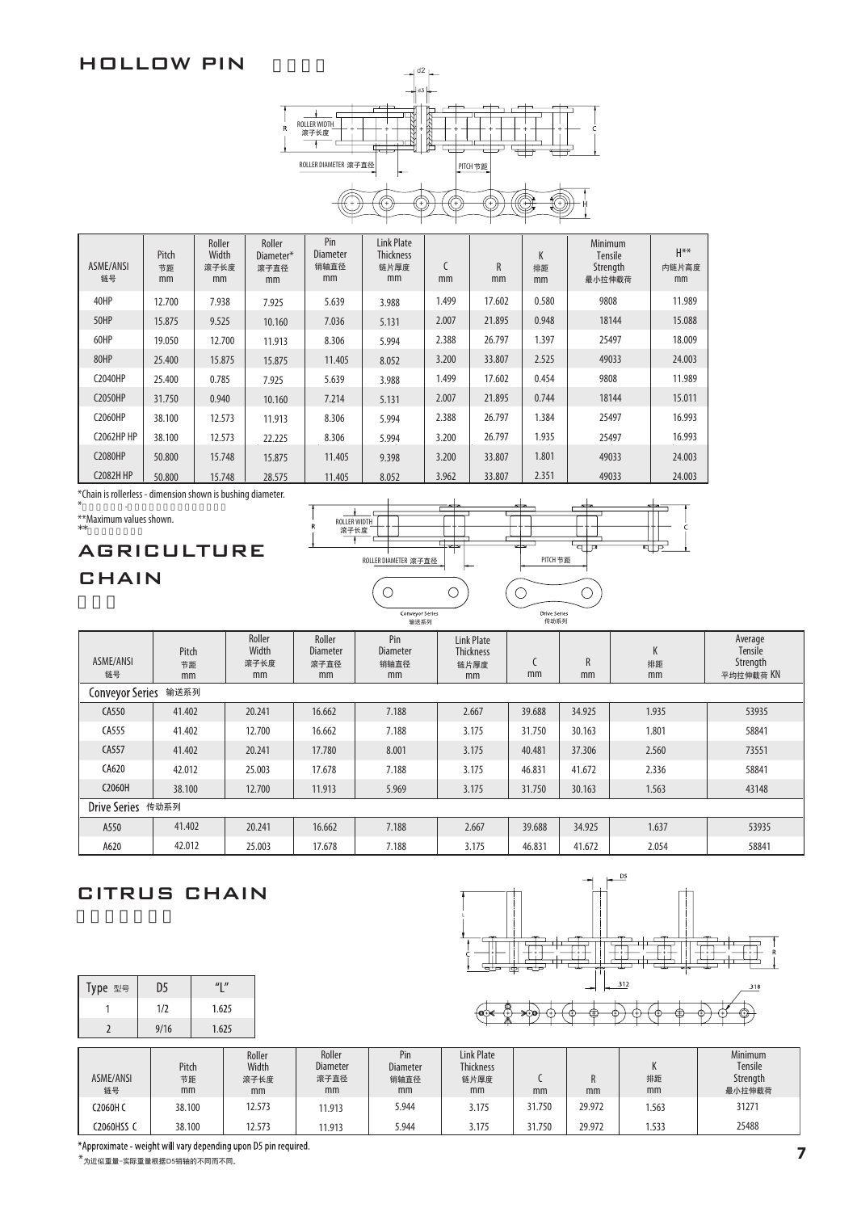# HOLLOW PIN 空心销链

| ASME/ANSI 链号 | Pitch 节距 mm | Roller Width 滚子长度 mm | Roller Diameter* 滚子直径 mm | Pin Diameter 销轴直径 mm | Link Plate Thickness 链片厚度 mm | C mm | R mm | K 排距 mm | Minimum Tensile Strength 最小拉伸载荷 | H** 内链片高度 mm |
|---|---|---|---|---|---|---|---|---|---|---|
| 40HP | 12.700 | 7.938 | 7.925 | 5.639 | 3.988 | 1.499 | 17.602 | 0.580 | 9808 | 11.989 |
| 50HP | 15.875 | 9.525 | 10.160 | 7.036 | 5.131 | 2.007 | 21.895 | 0.948 | 18144 | 15.088 |
| 60HP | 19.050 | 12.700 | 11.913 | 8.306 | 5.994 | 2.388 | 26.797 | 1.397 | 25497 | 18.009 |
| 80HP | 25.400 | 15.875 | 15.875 | 11.405 | 8.052 | 3.200 | 33.807 | 2.525 | 49033 | 24.003 |
| C2040HP | 25.400 | 0.785 | 7.925 | 5.639 | 3.988 | 1.499 | 17.602 | 0.454 | 9808 | 11.989 |
| C2050HP | 31.750 | 0.940 | 10.160 | 7.214 | 5.131 | 2.007 | 21.895 | 0.744 | 18144 | 15.011 |
| C2060HP | 38.100 | 12.573 | 11.913 | 8.306 | 5.994 | 2.388 | 26.797 | 1.384 | 25497 | 16.993 |
| C2062HP HP | 38.100 | 12.573 | 22.225 | 8.306 | 5.994 | 3.200 | 26.797 | 1.935 | 25497 | 16.993 |
| C2080HP | 50.800 | 15.748 | 15.875 | 11.405 | 9.398 | 3.200 | 33.807 | 1.801 | 49033 | 24.003 |
| C2082H HP | 50.800 | 15.748 | 28.575 | 11.405 | 8.052 | 3.962 | 33.807 | 2.351 | 49033 | 24.003 |

*Chain is rollerless - dimension shown is bushing diameter.
*无滚子链条-所示尺寸为套筒直径。

**Maximum values shown.
**所示为最大值。

# AGRICULTURE CHAIN 农机链

| ASME/ANSI 链号 | Pitch 节距 mm | Roller Width 滚子长度 mm | Roller Diameter 滚子直径 mm | Pin Diameter 销轴直径 mm | Link Plate Thickness 链片厚度 mm | C mm | R mm | K 排距 mm | Average Tensile Strength 平均拉伸载荷 KN |
|---|---|---|---|---|---|---|---|---|---|
| Conveyor Series 输送系列 | | | | | | | | | |
| CA550 | 41.402 | 20.241 | 16.662 | 7.188 | 2.667 | 39.688 | 34.925 | 1.935 | 53935 |
| CA555 | 41.402 | 12.700 | 16.662 | 7.188 | 3.175 | 31.750 | 30.163 | 1.801 | 58841 |
| CA557 | 41.402 | 20.241 | 17.780 | 8.001 | 3.175 | 40.481 | 37.306 | 2.560 | 73551 |
| CA620 | 42.012 | 25.003 | 17.678 | 7.188 | 3.175 | 46.831 | 41.672 | 2.336 | 58841 |
| C2060H | 38.100 | 12.700 | 11.913 | 5.969 | 3.175 | 31.750 | 30.163 | 1.563 | 43148 |
| Drive Series 传动系列 | | | | | | | | | |
| A550 | 41.402 | 20.241 | 16.662 | 7.188 | 2.667 | 39.688 | 34.925 | 1.637 | 53935 |
| A620 | 42.012 | 25.003 | 17.678 | 7.188 | 3.175 | 46.831 | 41.672 | 2.054 | 58841 |

# CITRUS CHAIN 柑桔采摘链

| Type 型号 | D5 | "L" |
|---|---|---|
| 1 | 1/2 | 1.625 |
| 2 | 9/16 | 1.625 |

| ASME/ANSI 链号 | Pitch 节距 mm | Roller Width 滚子长度 mm | Roller Diameter 滚子直径 mm | Pin Diameter 销轴直径 mm | Link Plate Thickness 链片厚度 mm | C mm | R mm | K 排距 mm | Minimum Tensile Strength 最小拉伸载荷 |
|---|---|---|---|---|---|---|---|---|---|
| C2060H C | 38.100 | 12.573 | 11.913 | 5.944 | 3.175 | 31.750 | 29.972 | 1.563 | 31271 |
| C2060HSS C | 38.100 | 12.573 | 11.913 | 5.944 | 3.175 | 31.750 | 29.972 | 1.533 | 25488 |

*Approximate - weight will vary depending upon D5 pin required.
*为近似重量-实际重量根据D5销轴的不同而不同。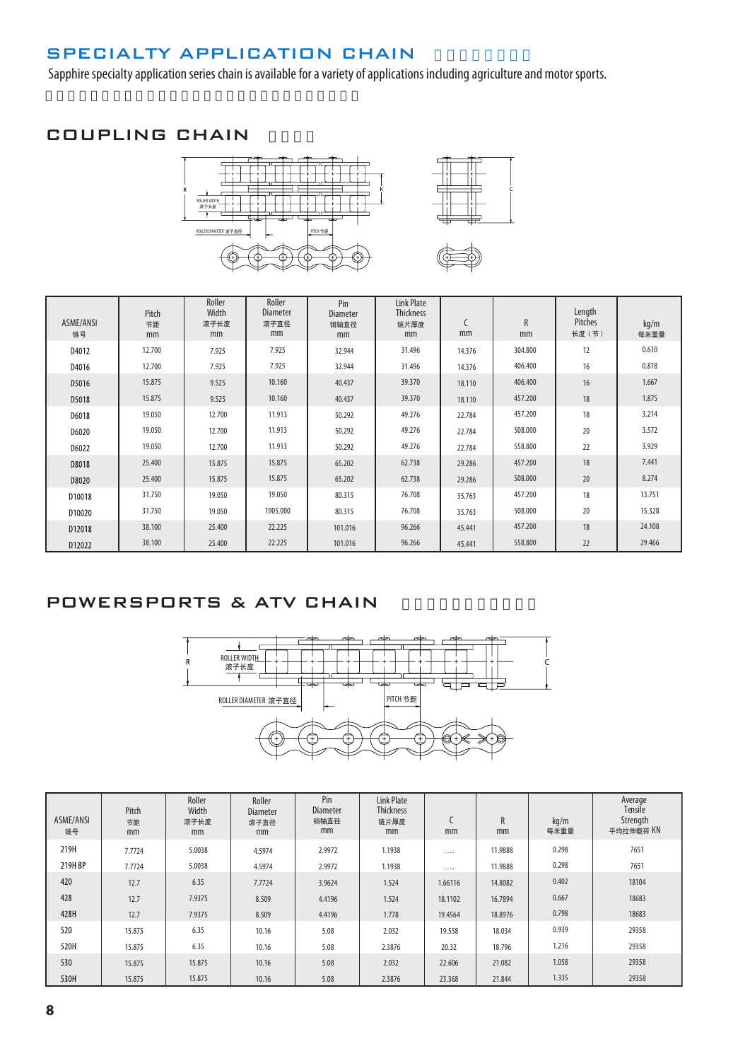## SPECIALTY APPLICATION CHAIN

Sapphire specialty application series chain is available for a variety of applications including agriculture and motor sports.

### COUPLING CHAIN

| ASME/ANSI 链号 | Pitch 节距 mm | Roller Width 滚子长度 mm | Roller Diameter 滚子直径 mm | Pin Diameter 销轴直径 mm | Link Plate Thickness 链片厚度 mm | C mm | R mm | Length Pitches 长度（节） | kg/m 每米重量 |
|---|---|---|---|---|---|---|---|---|---|
| D4012 | 12.700 | 7.925 | 7.925 | 32.944 | 31.496 | 14.376 | 304.800 | 12 | 0.610 |
| D4016 | 12.700 | 7.925 | 7.925 | 32.944 | 31.496 | 14.376 | 406.400 | 16 | 0.818 |
| D5016 | 15.875 | 9.525 | 10.160 | 40.437 | 39.370 | 18.110 | 406.400 | 16 | 1.667 |
| D5018 | 15.875 | 9.525 | 10.160 | 40.437 | 39.370 | 18.110 | 457.200 | 18 | 1.875 |
| D6018 | 19.050 | 12.700 | 11.913 | 50.292 | 49.276 | 22.784 | 457.200 | 18 | 3.214 |
| D6020 | 19.050 | 12.700 | 11.913 | 50.292 | 49.276 | 22.784 | 508.000 | 20 | 3.572 |
| D6022 | 19.050 | 12.700 | 11.913 | 50.292 | 49.276 | 22.784 | 558.800 | 22 | 3.929 |
| D8018 | 25.400 | 15.875 | 15.875 | 65.202 | 62.738 | 29.286 | 457.200 | 18 | 7.441 |
| D8020 | 25.400 | 15.875 | 15.875 | 65.202 | 62.738 | 29.286 | 508.000 | 20 | 8.274 |
| D10018 | 31.750 | 19.050 | 19.050 | 80.315 | 76.708 | 35.763 | 457.200 | 18 | 13.751 |
| D10020 | 31.750 | 19.050 | 1905.000 | 80.315 | 76.708 | 35.763 | 508.000 | 20 | 15.328 |
| D12018 | 38.100 | 25.400 | 22.225 | 101.016 | 96.266 | 45.441 | 457.200 | 18 | 24.108 |
| D12022 | 38.100 | 25.400 | 22.225 | 101.016 | 96.266 | 45.441 | 558.800 | 22 | 29.466 |

### POWERSPORTS & ATV CHAIN

| ASME/ANSI 链号 | Pitch 节距 mm | Roller Width 滚子长度 mm | Roller Diameter 滚子直径 mm | Pin Diameter 销轴直径 mm | Link Plate Thickness 链片厚度 mm | C mm | R mm | kg/m 每米重量 | Average Tensile Strength 平均拉伸载荷 KN |
|---|---|---|---|---|---|---|---|---|---|
| 219H | 7.7724 | 5.0038 | 4.5974 | 2.9972 | 1.1938 | .... | 11.9888 | 0.298 | 7651 |
| 219H BP | 7.7724 | 5.0038 | 4.5974 | 2.9972 | 1.1938 | .... | 11.9888 | 0.298 | 7651 |
| 420 | 12.7 | 6.35 | 7.7724 | 3.9624 | 1.524 | 1.66116 | 14.8082 | 0.402 | 18104 |
| 428 | 12.7 | 7.9375 | 8.509 | 4.4196 | 1.524 | 18.1102 | 16.7894 | 0.667 | 18683 |
| 428H | 12.7 | 7.9375 | 8.509 | 4.4196 | 1.778 | 19.4564 | 18.8976 | 0.798 | 18683 |
| 520 | 15.875 | 6.35 | 10.16 | 5.08 | 2.032 | 19.558 | 18.034 | 0.939 | 29358 |
| 520H | 15.875 | 6.35 | 10.16 | 5.08 | 2.3876 | 20.32 | 18.796 | 1.216 | 29358 |
| 530 | 15.875 | 15.875 | 10.16 | 5.08 | 2.032 | 22.606 | 21.082 | 1.058 | 29358 |
| 530H | 15.875 | 15.875 | 10.16 | 5.08 | 2.3876 | 23.368 | 21.844 | 1.335 | 29358 |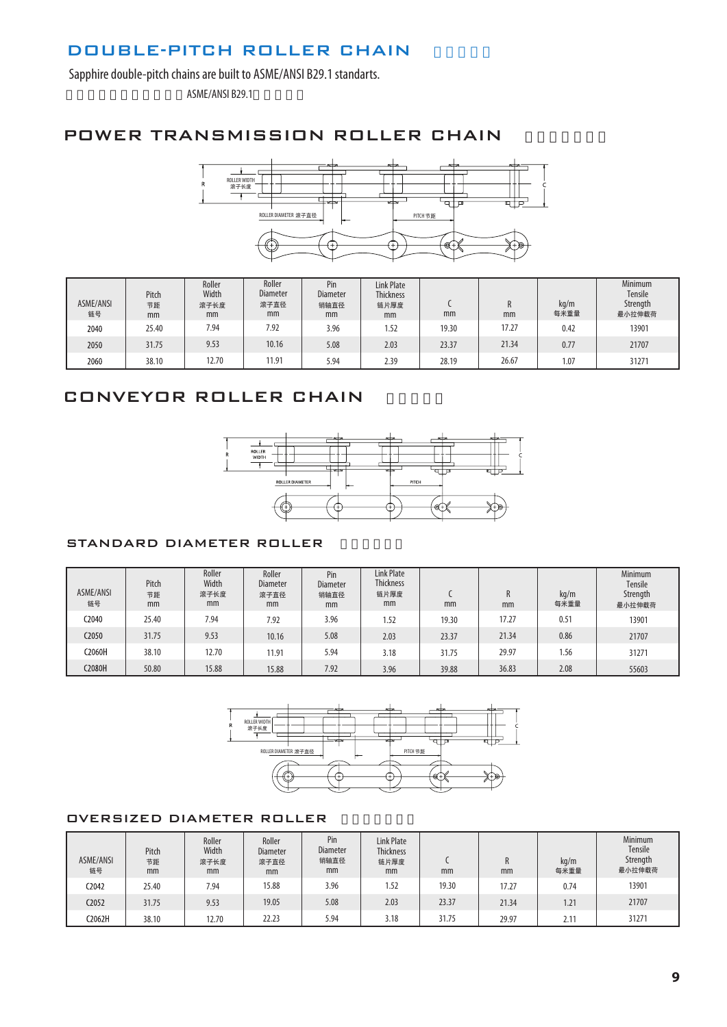# DOUBLE-PITCH ROLLER CHAIN 双节距链条

Sapphire double-pitch chains are built to ASME/ANSI B29.1 standarts.

蓝宝石双节距链条按照ASME/ANSI B29.1标准制造。

## POWER TRANSMISSION ROLLER CHAIN 传动用滚子链

| ASME/ANSI 链号 | Pitch 节距 mm | Roller Width 滚子长度 mm | Roller Diameter 滚子直径 mm | Pin Diameter 销轴直径 mm | Link Plate Thickness 链片厚度 mm | C mm | R mm | kg/m 每米重量 | Minimum Tensile Strength 最小拉伸载荷 |
|---|---|---|---|---|---|---|---|---|---|
| 2040 | 25.40 | 7.94 | 7.92 | 3.96 | 1.52 | 19.30 | 17.27 | 0.42 | 13901 |
| 2050 | 31.75 | 9.53 | 10.16 | 5.08 | 2.03 | 23.37 | 21.34 | 0.77 | 21707 |
| 2060 | 38.10 | 12.70 | 11.91 | 5.94 | 2.39 | 28.19 | 26.67 | 1.07 | 31271 |

## CONVEYOR ROLLER CHAIN 输送用链条

### STANDARD DIAMETER ROLLER 标准直径滚子

| ASME/ANSI 链号 | Pitch 节距 mm | Roller Width 滚子长度 mm | Roller Diameter 滚子直径 mm | Pin Diameter 销轴直径 mm | Link Plate Thickness 链片厚度 mm | C mm | R mm | kg/m 每米重量 | Minimum Tensile Strength 最小拉伸载荷 |
|---|---|---|---|---|---|---|---|---|---|
| C2040 | 25.40 | 7.94 | 7.92 | 3.96 | 1.52 | 19.30 | 17.27 | 0.51 | 13901 |
| C2050 | 31.75 | 9.53 | 10.16 | 5.08 | 2.03 | 23.37 | 21.34 | 0.86 | 21707 |
| C2060H | 38.10 | 12.70 | 11.91 | 5.94 | 3.18 | 31.75 | 29.97 | 1.56 | 31271 |
| C2080H | 50.80 | 15.88 | 15.88 | 7.92 | 3.96 | 39.88 | 36.83 | 2.08 | 55603 |

### OVERSIZED DIAMETER ROLLER 加大直径滚子

| ASME/ANSI 链号 | Pitch 节距 mm | Roller Width 滚子长度 mm | Roller Diameter 滚子直径 mm | Pin Diameter 销轴直径 mm | Link Plate Thickness 链片厚度 mm | C mm | R mm | kg/m 每米重量 | Minimum Tensile Strength 最小拉伸载荷 |
|---|---|---|---|---|---|---|---|---|---|
| C2042 | 25.40 | 7.94 | 15.88 | 3.96 | 1.52 | 19.30 | 17.27 | 0.74 | 13901 |
| C2052 | 31.75 | 9.53 | 19.05 | 5.08 | 2.03 | 23.37 | 21.34 | 1.21 | 21707 |
| C2062H | 38.10 | 12.70 | 22.23 | 5.94 | 3.18 | 31.75 | 29.97 | 2.11 | 31271 |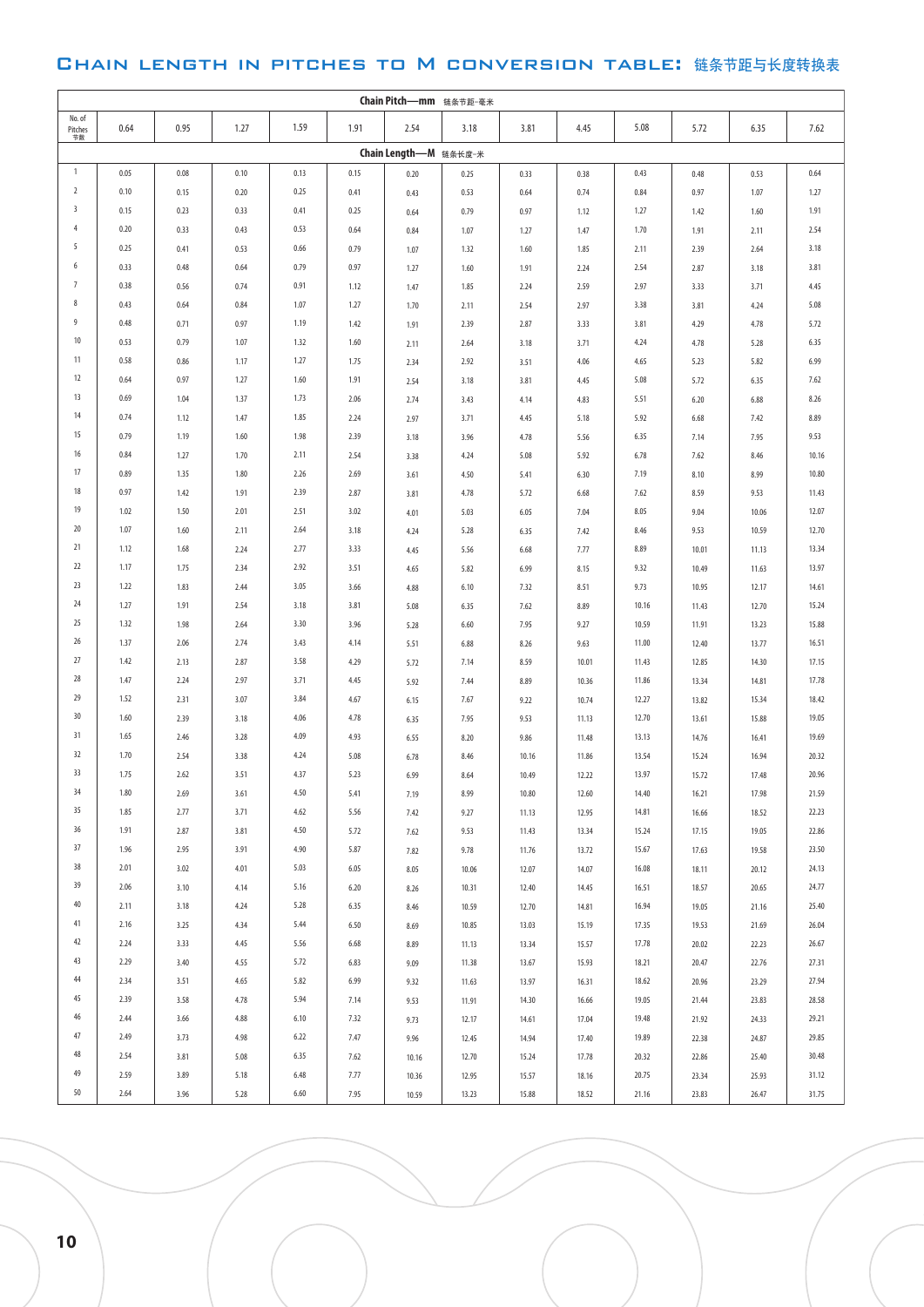# Chain length in pitches to M conversion table: 链条节距与长度转换表

| No. of Pitches 节数 | Chain Pitch—mm 链条节距-毫米 | | | | | | | | | | | | |
|---|---|---|---|---|---|---|---|---|---|---|---|---|---|
| | 0.64 | 0.95 | 1.27 | 1.59 | 1.91 | 2.54 | 3.18 | 3.81 | 4.45 | 5.08 | 5.72 | 6.35 | 7.62 |
| | Chain Length—M 链条长度-米 | | | | | | | | | | | | |
| 1 | 0.05 | 0.08 | 0.10 | 0.13 | 0.15 | 0.20 | 0.25 | 0.33 | 0.38 | 0.43 | 0.48 | 0.53 | 0.64 |
| 2 | 0.10 | 0.15 | 0.20 | 0.25 | 0.41 | 0.43 | 0.53 | 0.64 | 0.74 | 0.84 | 0.97 | 1.07 | 1.27 |
| 3 | 0.15 | 0.23 | 0.33 | 0.41 | 0.25 | 0.64 | 0.79 | 0.97 | 1.12 | 1.27 | 1.42 | 1.60 | 1.91 |
| 4 | 0.20 | 0.33 | 0.43 | 0.53 | 0.64 | 0.84 | 1.07 | 1.27 | 1.47 | 1.70 | 1.91 | 2.11 | 2.54 |
| 5 | 0.25 | 0.41 | 0.53 | 0.66 | 0.79 | 1.07 | 1.32 | 1.60 | 1.85 | 2.11 | 2.39 | 2.64 | 3.18 |
| 6 | 0.33 | 0.48 | 0.64 | 0.79 | 0.97 | 1.27 | 1.60 | 1.91 | 2.24 | 2.54 | 2.87 | 3.18 | 3.81 |
| 7 | 0.38 | 0.56 | 0.74 | 0.91 | 1.12 | 1.47 | 1.85 | 2.24 | 2.59 | 2.97 | 3.33 | 3.71 | 4.45 |
| 8 | 0.43 | 0.64 | 0.84 | 1.07 | 1.27 | 1.70 | 2.11 | 2.54 | 2.97 | 3.38 | 3.81 | 4.24 | 5.08 |
| 9 | 0.48 | 0.71 | 0.97 | 1.19 | 1.42 | 1.91 | 2.39 | 2.87 | 3.33 | 3.81 | 4.29 | 4.78 | 5.72 |
| 10 | 0.53 | 0.79 | 1.07 | 1.32 | 1.60 | 2.11 | 2.64 | 3.18 | 3.71 | 4.24 | 4.78 | 5.28 | 6.35 |
| 11 | 0.58 | 0.86 | 1.17 | 1.27 | 1.75 | 2.34 | 2.92 | 3.51 | 4.06 | 4.65 | 5.23 | 5.82 | 6.99 |
| 12 | 0.64 | 0.97 | 1.27 | 1.60 | 1.91 | 2.54 | 3.18 | 3.81 | 4.45 | 5.08 | 5.72 | 6.35 | 7.62 |
| 13 | 0.69 | 1.04 | 1.37 | 1.73 | 2.06 | 2.74 | 3.43 | 4.14 | 4.83 | 5.51 | 6.20 | 6.88 | 8.26 |
| 14 | 0.74 | 1.12 | 1.47 | 1.85 | 2.24 | 2.97 | 3.71 | 4.45 | 5.18 | 5.92 | 6.68 | 7.42 | 8.89 |
| 15 | 0.79 | 1.19 | 1.60 | 1.98 | 2.39 | 3.18 | 3.96 | 4.78 | 5.56 | 6.35 | 7.14 | 7.95 | 9.53 |
| 16 | 0.84 | 1.27 | 1.70 | 2.11 | 2.54 | 3.38 | 4.24 | 5.08 | 5.92 | 6.78 | 7.62 | 8.46 | 10.16 |
| 17 | 0.89 | 1.35 | 1.80 | 2.26 | 2.69 | 3.61 | 4.50 | 5.41 | 6.30 | 7.19 | 8.10 | 8.99 | 10.80 |
| 18 | 0.97 | 1.42 | 1.91 | 2.39 | 2.87 | 3.81 | 4.78 | 5.72 | 6.68 | 7.62 | 8.59 | 9.53 | 11.43 |
| 19 | 1.02 | 1.50 | 2.01 | 2.51 | 3.02 | 4.01 | 5.03 | 6.05 | 7.04 | 8.05 | 9.04 | 10.06 | 12.07 |
| 20 | 1.07 | 1.60 | 2.11 | 2.64 | 3.18 | 4.24 | 5.28 | 6.35 | 7.42 | 8.46 | 9.53 | 10.59 | 12.70 |
| 21 | 1.12 | 1.68 | 2.24 | 2.77 | 3.33 | 4.45 | 5.56 | 6.68 | 7.77 | 8.89 | 10.01 | 11.13 | 13.34 |
| 22 | 1.17 | 1.75 | 2.34 | 2.92 | 3.51 | 4.65 | 5.82 | 6.99 | 8.15 | 9.32 | 10.49 | 11.63 | 13.97 |
| 23 | 1.22 | 1.83 | 2.44 | 3.05 | 3.66 | 4.88 | 6.10 | 7.32 | 8.51 | 9.73 | 10.95 | 12.17 | 14.61 |
| 24 | 1.27 | 1.91 | 2.54 | 3.18 | 3.81 | 5.08 | 6.35 | 7.62 | 8.89 | 10.16 | 11.43 | 12.70 | 15.24 |
| 25 | 1.32 | 1.98 | 2.64 | 3.30 | 3.96 | 5.28 | 6.60 | 7.95 | 9.27 | 10.59 | 11.91 | 13.23 | 15.88 |
| 26 | 1.37 | 2.06 | 2.74 | 3.43 | 4.14 | 5.51 | 6.88 | 8.26 | 9.63 | 11.00 | 12.40 | 13.77 | 16.51 |
| 27 | 1.42 | 2.13 | 2.87 | 3.58 | 4.29 | 5.72 | 7.14 | 8.59 | 10.01 | 11.43 | 12.85 | 14.30 | 17.15 |
| 28 | 1.47 | 2.24 | 2.97 | 3.71 | 4.45 | 5.92 | 7.44 | 8.89 | 10.36 | 11.86 | 13.34 | 14.81 | 17.78 |
| 29 | 1.52 | 2.31 | 3.07 | 3.84 | 4.67 | 6.15 | 7.67 | 9.22 | 10.74 | 12.27 | 13.82 | 15.34 | 18.42 |
| 30 | 1.60 | 2.39 | 3.18 | 4.06 | 4.78 | 6.35 | 7.95 | 9.53 | 11.13 | 12.70 | 13.61 | 15.88 | 19.05 |
| 31 | 1.65 | 2.46 | 3.28 | 4.09 | 4.93 | 6.55 | 8.20 | 9.86 | 11.48 | 13.13 | 14.76 | 16.41 | 19.69 |
| 32 | 1.70 | 2.54 | 3.38 | 4.24 | 5.08 | 6.78 | 8.46 | 10.16 | 11.86 | 13.54 | 15.24 | 16.94 | 20.32 |
| 33 | 1.75 | 2.62 | 3.51 | 4.37 | 5.23 | 6.99 | 8.64 | 10.49 | 12.22 | 13.97 | 15.72 | 17.48 | 20.96 |
| 34 | 1.80 | 2.69 | 3.61 | 4.50 | 5.41 | 7.19 | 8.99 | 10.80 | 12.60 | 14.40 | 16.21 | 17.98 | 21.59 |
| 35 | 1.85 | 2.77 | 3.71 | 4.62 | 5.56 | 7.42 | 9.27 | 11.13 | 12.95 | 14.81 | 16.66 | 18.52 | 22.23 |
| 36 | 1.91 | 2.87 | 3.81 | 4.50 | 5.72 | 7.62 | 9.53 | 11.43 | 13.34 | 15.24 | 17.15 | 19.05 | 22.86 |
| 37 | 1.96 | 2.95 | 3.91 | 4.90 | 5.87 | 7.82 | 9.78 | 11.76 | 13.72 | 15.67 | 17.63 | 19.58 | 23.50 |
| 38 | 2.01 | 3.02 | 4.01 | 5.03 | 6.05 | 8.05 | 10.06 | 12.07 | 14.07 | 16.08 | 18.11 | 20.12 | 24.13 |
| 39 | 2.06 | 3.10 | 4.14 | 5.16 | 6.20 | 8.26 | 10.31 | 12.40 | 14.45 | 16.51 | 18.57 | 20.65 | 24.77 |
| 40 | 2.11 | 3.18 | 4.24 | 5.28 | 6.35 | 8.46 | 10.59 | 12.70 | 14.81 | 16.94 | 19.05 | 21.16 | 25.40 |
| 41 | 2.16 | 3.25 | 4.34 | 5.44 | 6.50 | 8.69 | 10.85 | 13.03 | 15.19 | 17.35 | 19.53 | 21.69 | 26.04 |
| 42 | 2.24 | 3.33 | 4.45 | 5.56 | 6.68 | 8.89 | 11.13 | 13.34 | 15.57 | 17.78 | 20.02 | 22.23 | 26.67 |
| 43 | 2.29 | 3.40 | 4.55 | 5.72 | 6.83 | 9.09 | 11.38 | 13.67 | 15.93 | 18.21 | 20.47 | 22.76 | 27.31 |
| 44 | 2.34 | 3.51 | 4.65 | 5.82 | 6.99 | 9.32 | 11.63 | 13.97 | 16.31 | 18.62 | 20.96 | 23.29 | 27.94 |
| 45 | 2.39 | 3.58 | 4.78 | 5.94 | 7.14 | 9.53 | 11.91 | 14.30 | 16.66 | 19.05 | 21.44 | 23.83 | 28.58 |
| 46 | 2.44 | 3.66 | 4.88 | 6.10 | 7.32 | 9.73 | 12.17 | 14.61 | 17.04 | 19.48 | 21.92 | 24.33 | 29.21 |
| 47 | 2.49 | 3.73 | 4.98 | 6.22 | 7.47 | 9.96 | 12.45 | 14.94 | 17.40 | 19.89 | 22.38 | 24.87 | 29.85 |
| 48 | 2.54 | 3.81 | 5.08 | 6.35 | 7.62 | 10.16 | 12.70 | 15.24 | 17.78 | 20.32 | 22.86 | 25.40 | 30.48 |
| 49 | 2.59 | 3.89 | 5.18 | 6.48 | 7.77 | 10.36 | 12.95 | 15.57 | 18.16 | 20.75 | 23.34 | 25.93 | 31.12 |
| 50 | 2.64 | 3.96 | 5.28 | 6.60 | 7.95 | 10.59 | 13.23 | 15.88 | 18.52 | 21.16 | 23.83 | 26.47 | 31.75 |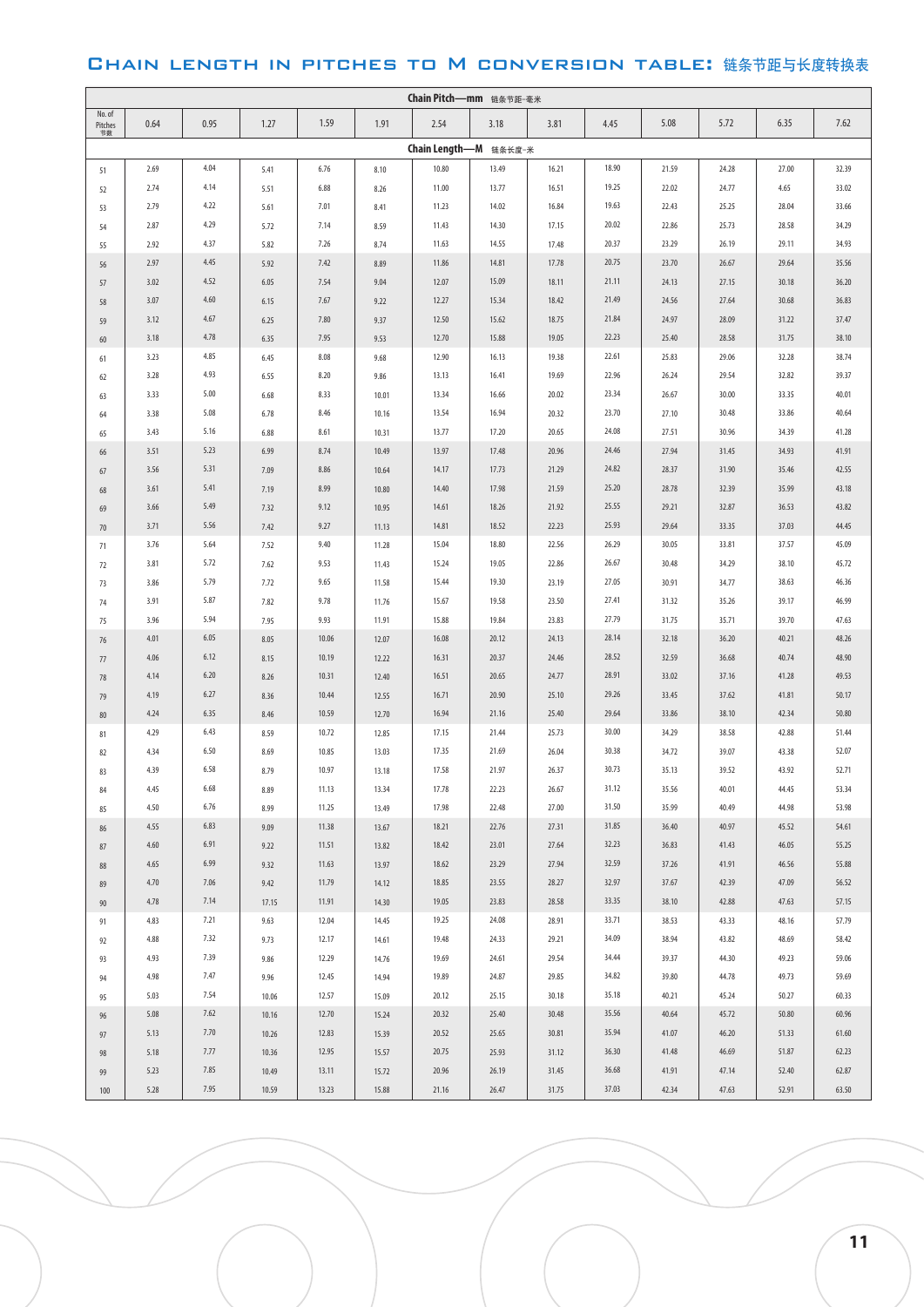## Chain length in pitches to M conversion table: 链条节距与长度转换表

| No. of Pitches 节数 | Chain Pitch—mm 链条节距-毫米 0.64 | 0.95 | 1.27 | 1.59 | 1.91 | 2.54 | 3.18 | 3.81 | 4.45 | 5.08 | 5.72 | 6.35 | 7.62 |
|---|---|---|---|---|---|---|---|---|---|---|---|---|---|
| | Chain Length—M 链条长度-米 | | | | | | | | | | | | |
| 51 | 2.69 | 4.04 | 5.41 | 6.76 | 8.10 | 10.80 | 13.49 | 16.21 | 18.90 | 21.59 | 24.28 | 27.00 | 32.39 |
| 52 | 2.74 | 4.14 | 5.51 | 6.88 | 8.26 | 11.00 | 13.77 | 16.51 | 19.25 | 22.02 | 24.77 | 4.65 | 33.02 |
| 53 | 2.79 | 4.22 | 5.61 | 7.01 | 8.41 | 11.23 | 14.02 | 16.84 | 19.63 | 22.43 | 25.25 | 28.04 | 33.66 |
| 54 | 2.87 | 4.29 | 5.72 | 7.14 | 8.59 | 11.43 | 14.30 | 17.15 | 20.02 | 22.86 | 25.73 | 28.58 | 34.29 |
| 55 | 2.92 | 4.37 | 5.82 | 7.26 | 8.74 | 11.63 | 14.55 | 17.48 | 20.37 | 23.29 | 26.19 | 29.11 | 34.93 |
| 56 | 2.97 | 4.45 | 5.92 | 7.42 | 8.89 | 11.86 | 14.81 | 17.78 | 20.75 | 23.70 | 26.67 | 29.64 | 35.56 |
| 57 | 3.02 | 4.52 | 6.05 | 7.54 | 9.04 | 12.07 | 15.09 | 18.11 | 21.11 | 24.13 | 27.15 | 30.18 | 36.20 |
| 58 | 3.07 | 4.60 | 6.15 | 7.67 | 9.22 | 12.27 | 15.34 | 18.42 | 21.49 | 24.56 | 27.64 | 30.68 | 36.83 |
| 59 | 3.12 | 4.67 | 6.25 | 7.80 | 9.37 | 12.50 | 15.62 | 18.75 | 21.84 | 24.97 | 28.09 | 31.22 | 37.47 |
| 60 | 3.18 | 4.78 | 6.35 | 7.95 | 9.53 | 12.70 | 15.88 | 19.05 | 22.23 | 25.40 | 28.58 | 31.75 | 38.10 |
| 61 | 3.23 | 4.85 | 6.45 | 8.08 | 9.68 | 12.90 | 16.13 | 19.38 | 22.61 | 25.83 | 29.06 | 32.28 | 38.74 |
| 62 | 3.28 | 4.93 | 6.55 | 8.20 | 9.86 | 13.13 | 16.41 | 19.69 | 22.96 | 26.24 | 29.54 | 32.82 | 39.37 |
| 63 | 3.33 | 5.00 | 6.68 | 8.33 | 10.01 | 13.34 | 16.66 | 20.02 | 23.34 | 26.67 | 30.00 | 33.35 | 40.01 |
| 64 | 3.38 | 5.08 | 6.78 | 8.46 | 10.16 | 13.54 | 16.94 | 20.32 | 23.70 | 27.10 | 30.48 | 33.86 | 40.64 |
| 65 | 3.43 | 5.16 | 6.88 | 8.61 | 10.31 | 13.77 | 17.20 | 20.65 | 24.08 | 27.51 | 30.96 | 34.39 | 41.28 |
| 66 | 3.51 | 5.23 | 6.99 | 8.74 | 10.49 | 13.97 | 17.48 | 20.96 | 24.46 | 27.94 | 31.45 | 34.93 | 41.91 |
| 67 | 3.56 | 5.31 | 7.09 | 8.86 | 10.64 | 14.17 | 17.73 | 21.29 | 24.82 | 28.37 | 31.90 | 35.46 | 42.55 |
| 68 | 3.61 | 5.41 | 7.19 | 8.99 | 10.80 | 14.40 | 17.98 | 21.59 | 25.20 | 28.78 | 32.39 | 35.99 | 43.18 |
| 69 | 3.66 | 5.49 | 7.32 | 9.12 | 10.95 | 14.61 | 18.26 | 21.92 | 25.55 | 29.21 | 32.87 | 36.53 | 43.82 |
| 70 | 3.71 | 5.56 | 7.42 | 9.27 | 11.13 | 14.81 | 18.52 | 22.23 | 25.93 | 29.64 | 33.35 | 37.03 | 44.45 |
| 71 | 3.76 | 5.64 | 7.52 | 9.40 | 11.28 | 15.04 | 18.80 | 22.56 | 26.29 | 30.05 | 33.81 | 37.57 | 45.09 |
| 72 | 3.81 | 5.72 | 7.62 | 9.53 | 11.43 | 15.24 | 19.05 | 22.86 | 26.67 | 30.48 | 34.29 | 38.10 | 45.72 |
| 73 | 3.86 | 5.79 | 7.72 | 9.65 | 11.58 | 15.44 | 19.30 | 23.19 | 27.05 | 30.91 | 34.77 | 38.63 | 46.36 |
| 74 | 3.91 | 5.87 | 7.82 | 9.78 | 11.76 | 15.67 | 19.58 | 23.50 | 27.41 | 31.32 | 35.26 | 39.17 | 46.99 |
| 75 | 3.96 | 5.94 | 7.95 | 9.93 | 11.91 | 15.88 | 19.84 | 23.83 | 27.79 | 31.75 | 35.71 | 39.70 | 47.63 |
| 76 | 4.01 | 6.05 | 8.05 | 10.06 | 12.07 | 16.08 | 20.12 | 24.13 | 28.14 | 32.18 | 36.20 | 40.21 | 48.26 |
| 77 | 4.06 | 6.12 | 8.15 | 10.19 | 12.22 | 16.31 | 20.37 | 24.46 | 28.52 | 32.59 | 36.68 | 40.74 | 48.90 |
| 78 | 4.14 | 6.20 | 8.26 | 10.31 | 12.40 | 16.51 | 20.65 | 24.77 | 28.91 | 33.02 | 37.16 | 41.28 | 49.53 |
| 79 | 4.19 | 6.27 | 8.36 | 10.44 | 12.55 | 16.71 | 20.90 | 25.10 | 29.26 | 33.45 | 37.62 | 41.81 | 50.17 |
| 80 | 4.24 | 6.35 | 8.46 | 10.59 | 12.70 | 16.94 | 21.16 | 25.40 | 29.64 | 33.86 | 38.10 | 42.34 | 50.80 |
| 81 | 4.29 | 6.43 | 8.59 | 10.72 | 12.85 | 17.15 | 21.44 | 25.73 | 30.00 | 34.29 | 38.58 | 42.88 | 51.44 |
| 82 | 4.34 | 6.50 | 8.69 | 10.85 | 13.03 | 17.35 | 21.69 | 26.04 | 30.38 | 34.72 | 39.07 | 43.38 | 52.07 |
| 83 | 4.39 | 6.58 | 8.79 | 10.97 | 13.18 | 17.58 | 21.97 | 26.37 | 30.73 | 35.13 | 39.52 | 43.92 | 52.71 |
| 84 | 4.45 | 6.68 | 8.89 | 11.13 | 13.34 | 17.78 | 22.23 | 26.67 | 31.12 | 35.56 | 40.01 | 44.45 | 53.34 |
| 85 | 4.50 | 6.76 | 8.99 | 11.25 | 13.49 | 17.98 | 22.48 | 27.00 | 31.50 | 35.99 | 40.49 | 44.98 | 53.98 |
| 86 | 4.55 | 6.83 | 9.09 | 11.38 | 13.67 | 18.21 | 22.76 | 27.31 | 31.85 | 36.40 | 40.97 | 45.52 | 54.61 |
| 87 | 4.60 | 6.91 | 9.22 | 11.51 | 13.82 | 18.42 | 23.01 | 27.64 | 32.23 | 36.83 | 41.43 | 46.05 | 55.25 |
| 88 | 4.65 | 6.99 | 9.32 | 11.63 | 13.97 | 18.62 | 23.29 | 27.94 | 32.59 | 37.26 | 41.91 | 46.56 | 55.88 |
| 89 | 4.70 | 7.06 | 9.42 | 11.79 | 14.12 | 18.85 | 23.55 | 28.27 | 32.97 | 37.67 | 42.39 | 47.09 | 56.52 |
| 90 | 4.78 | 7.14 | 17.15 | 11.91 | 14.30 | 19.05 | 23.83 | 28.58 | 33.35 | 38.10 | 42.88 | 47.63 | 57.15 |
| 91 | 4.83 | 7.21 | 9.63 | 12.04 | 14.45 | 19.25 | 24.08 | 28.91 | 33.71 | 38.53 | 43.33 | 48.16 | 57.79 |
| 92 | 4.88 | 7.32 | 9.73 | 12.17 | 14.61 | 19.48 | 24.33 | 29.21 | 34.09 | 38.94 | 43.82 | 48.69 | 58.42 |
| 93 | 4.93 | 7.39 | 9.86 | 12.29 | 14.76 | 19.69 | 24.61 | 29.54 | 34.44 | 39.37 | 44.30 | 49.23 | 59.06 |
| 94 | 4.98 | 7.47 | 9.96 | 12.45 | 14.94 | 19.89 | 24.87 | 29.85 | 34.82 | 39.80 | 44.78 | 49.73 | 59.69 |
| 95 | 5.03 | 7.54 | 10.06 | 12.57 | 15.09 | 20.12 | 25.15 | 30.18 | 35.18 | 40.21 | 45.24 | 50.27 | 60.33 |
| 96 | 5.08 | 7.62 | 10.16 | 12.70 | 15.24 | 20.32 | 25.40 | 30.48 | 35.56 | 40.64 | 45.72 | 50.80 | 60.96 |
| 97 | 5.13 | 7.70 | 10.26 | 12.83 | 15.39 | 20.52 | 25.65 | 30.81 | 35.94 | 41.07 | 46.20 | 51.33 | 61.60 |
| 98 | 5.18 | 7.77 | 10.36 | 12.95 | 15.57 | 20.75 | 25.93 | 31.12 | 36.30 | 41.48 | 46.69 | 51.87 | 62.23 |
| 99 | 5.23 | 7.85 | 10.49 | 13.11 | 15.72 | 20.96 | 26.19 | 31.45 | 36.68 | 41.91 | 47.14 | 52.40 | 62.87 |
| 100 | 5.28 | 7.95 | 10.59 | 13.23 | 15.88 | 21.16 | 26.47 | 31.75 | 37.03 | 42.34 | 47.63 | 52.91 | 63.50 |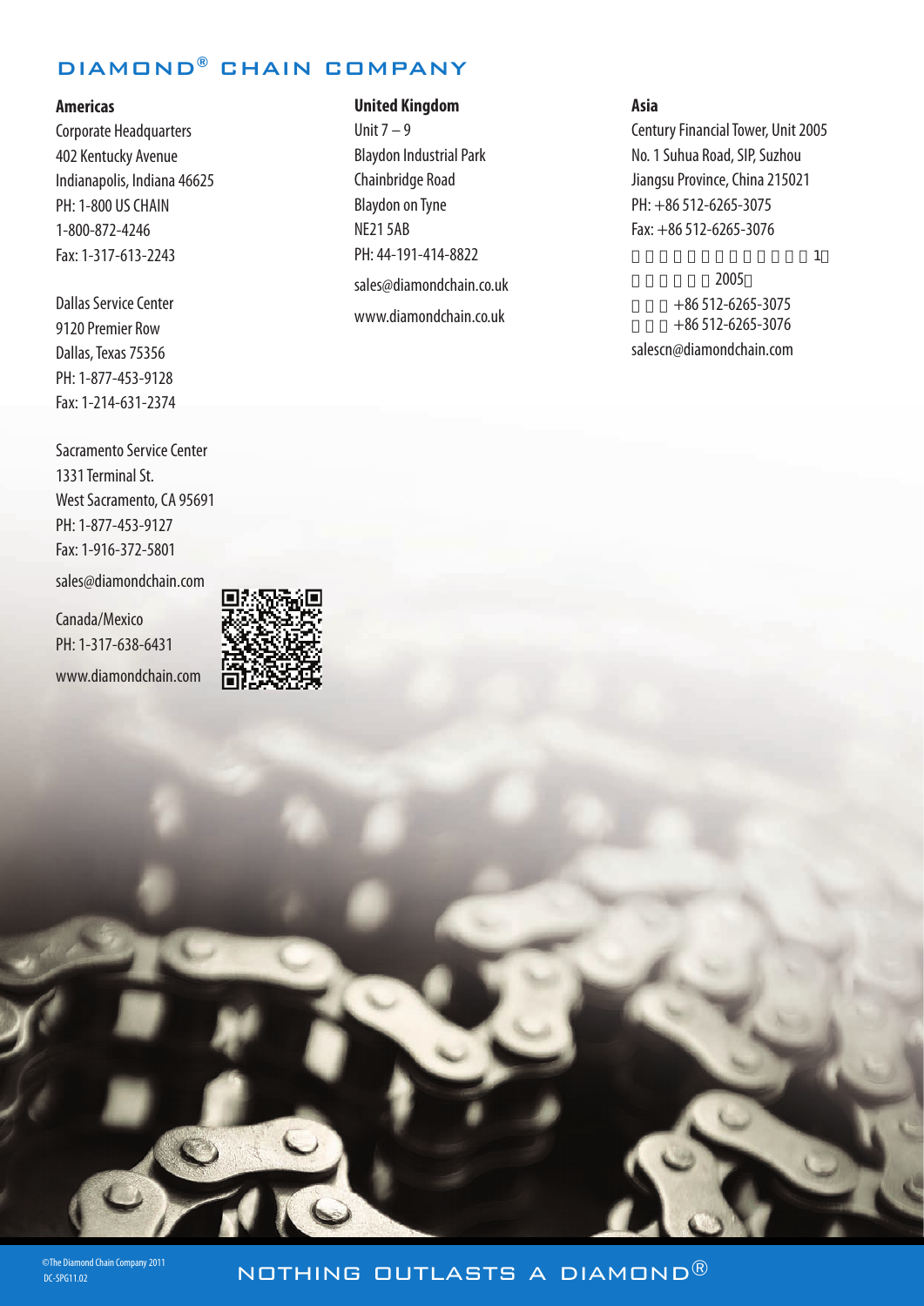# DIAMOND® CHAIN COMPANY

**Americas**
Corporate Headquarters
402 Kentucky Avenue
Indianapolis, Indiana 46625
PH: 1-800 US CHAIN
1-800-872-4246
Fax: 1-317-613-2243

Dallas Service Center
9120 Premier Row
Dallas, Texas 75356
PH: 1-877-453-9128
Fax: 1-214-631-2374

Sacramento Service Center
1331 Terminal St.
West Sacramento, CA 95691
PH: 1-877-453-9127
Fax: 1-916-372-5801

sales@diamondchain.com

Canada/Mexico
PH: 1-317-638-6431

www.diamondchain.com

**United Kingdom**
Unit 7 – 9
Blaydon Industrial Park
Chainbridge Road
Blaydon on Tyne
NE21 5AB
PH: 44-191-414-8822

sales@diamondchain.co.uk

www.diamondchain.co.uk

**Asia**
Century Financial Tower, Unit 2005
No. 1 Suhua Road, SIP, Suzhou
Jiangsu Province, China 215021
PH: +86 512-6265-3075
Fax: +86 512-6265-3076

1
2005
+86 512-6265-3075
+86 512-6265-3076

salescn@diamondchain.com

©The Diamond Chain Company 2011
DC-SPG11.02

NOTHING OUTLASTS A DIAMOND®